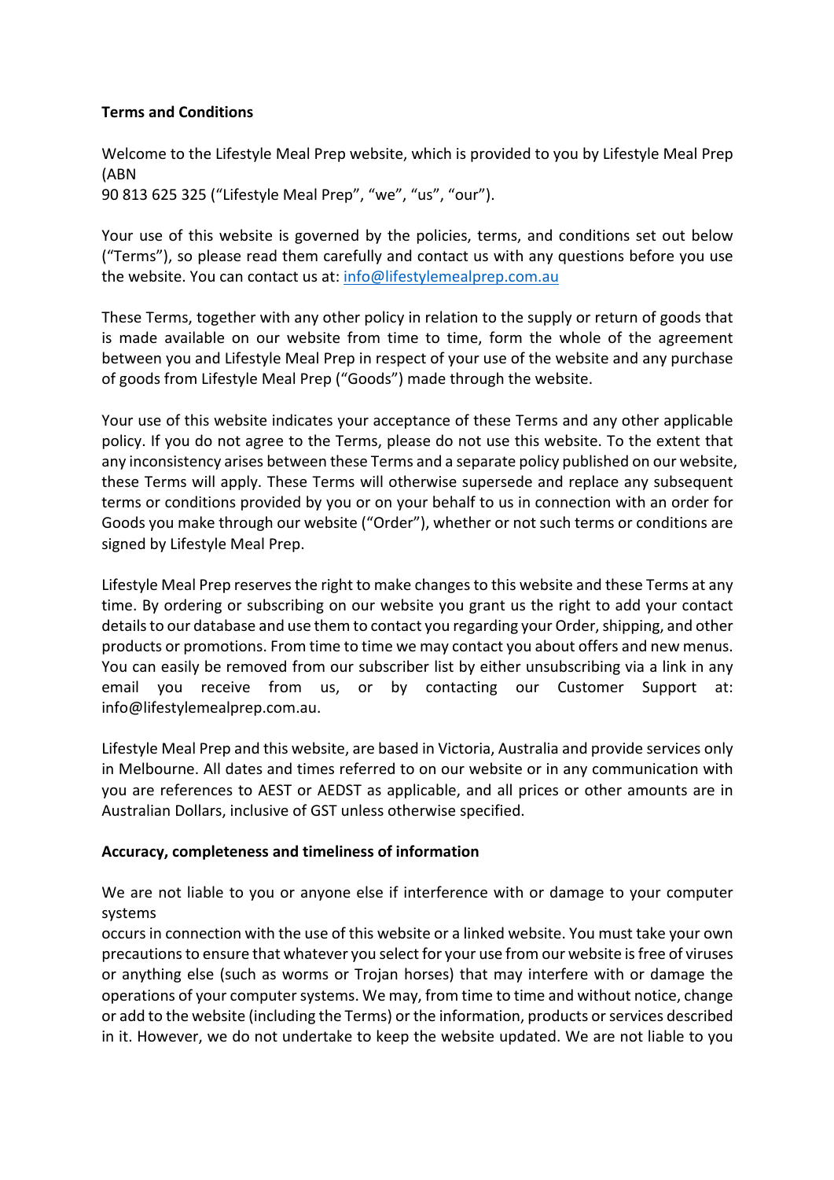**Terms and Conditions**

Welcome to the Lifestyle Meal Prep website, which is provided to you by Lifestyle Meal Prep (ABN 90 813 625 325 ("Lifestyle Meal Prep", "we", "us", "our").

Your use of this website is governed by the policies, terms, and conditions set out below ("Terms"), so please read them carefully and contact us with any questions before you use the website. You can contact us at: [info@lifestylemealprep.com.au](mailto:info@lifestylemealprep.com.au)

These Terms, together with any other policy in relation to the supply or return of goods that is made available on our website from time to time, form the whole of the agreement between you and Lifestyle Meal Prep in respect of your use of the website and any purchase of goods from Lifestyle Meal Prep ("Goods") made through the website.

Your use of this website indicates your acceptance of these Terms and any other applicable policy. If you do not agree to the Terms, please do not use this website. To the extent that any inconsistency arises between these Terms and a separate policy published on our website, these Terms will apply. These Terms will otherwise supersede and replace any subsequent terms or conditions provided by you or on your behalf to us in connection with an order for Goods you make through our website ("Order"), whether or not such terms or conditions are signed by Lifestyle Meal Prep.

Lifestyle Meal Prep reserves the right to make changes to this website and these Terms at any time. By ordering or subscribing on our website you grant us the right to add your contact details to our database and use them to contact you regarding your Order, shipping, and other products or promotions. From time to time we may contact you about offers and new menus. You can easily be removed from our subscriber list by either unsubscribing via a link in any email you receive from us, or by contacting our Customer Support at: info@lifestylemealprep.com.au.

Lifestyle Meal Prep and this website, are based in Victoria, Australia and provide services only in Melbourne. All dates and times referred to on our website or in any communication with you are references to AEST or AEDST as applicable, and all prices or other amounts are in Australian Dollars, inclusive of GST unless otherwise specified.

**Accuracy, completeness and timeliness of information**

We are not liable to you or anyone else if interference with or damage to your computer systems occurs in connection with the use of this website or a linked website. You must take your own precautions to ensure that whatever you select for your use from our website is free of viruses or anything else (such as worms or Trojan horses) that may interfere with or damage the operations of your computer systems. We may, from time to time and without notice, change or add to the website (including the Terms) or the information, products or services described in it. However, we do not undertake to keep the website updated. We are not liable to you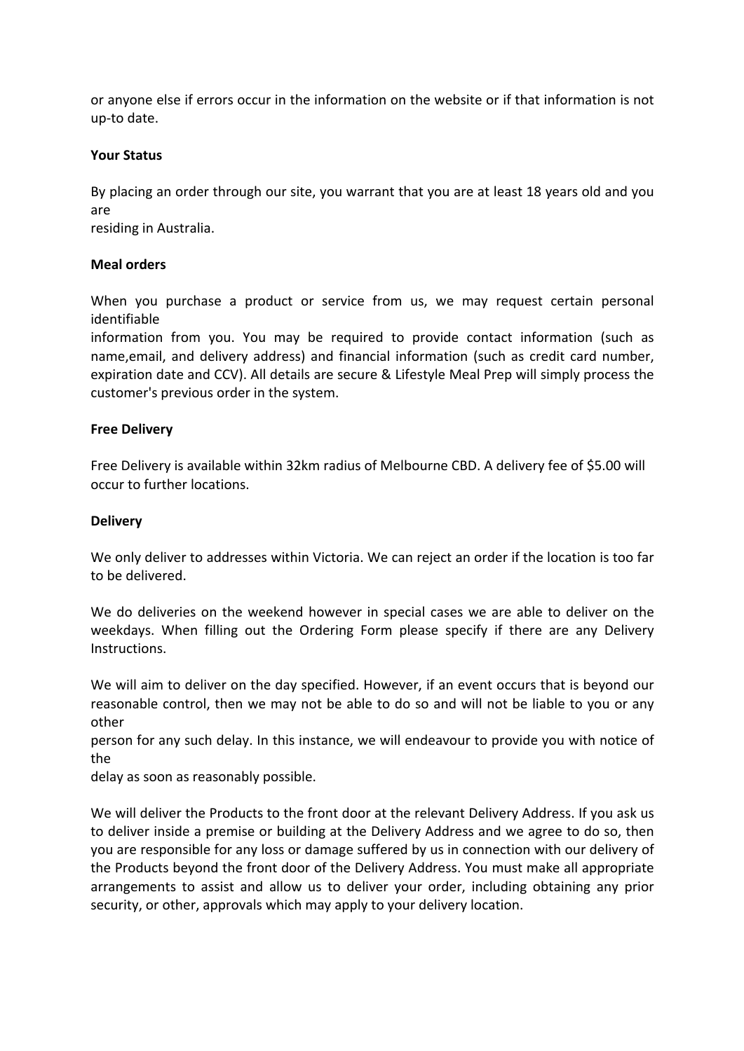or anyone else if errors occur in the information on the website or if that information is not up-to date.

**Your Status**

By placing an order through our site, you warrant that you are at least 18 years old and you are
residing in Australia.

**Meal orders**

When you purchase a product or service from us, we may request certain personal identifiable
information from you. You may be required to provide contact information (such as name,email, and delivery address) and financial information (such as credit card number, expiration date and CCV). All details are secure & Lifestyle Meal Prep will simply process the customer's previous order in the system.

**Free Delivery**

Free Delivery is available within 32km radius of Melbourne CBD. A delivery fee of $5.00 will occur to further locations.

**Delivery**

We only deliver to addresses within Victoria. We can reject an order if the location is too far to be delivered.

We do deliveries on the weekend however in special cases we are able to deliver on the weekdays. When filling out the Ordering Form please specify if there are any Delivery Instructions.

We will aim to deliver on the day specified. However, if an event occurs that is beyond our reasonable control, then we may not be able to do so and will not be liable to you or any other
person for any such delay. In this instance, we will endeavour to provide you with notice of the
delay as soon as reasonably possible.

We will deliver the Products to the front door at the relevant Delivery Address. If you ask us to deliver inside a premise or building at the Delivery Address and we agree to do so, then you are responsible for any loss or damage suffered by us in connection with our delivery of the Products beyond the front door of the Delivery Address. You must make all appropriate arrangements to assist and allow us to deliver your order, including obtaining any prior security, or other, approvals which may apply to your delivery location.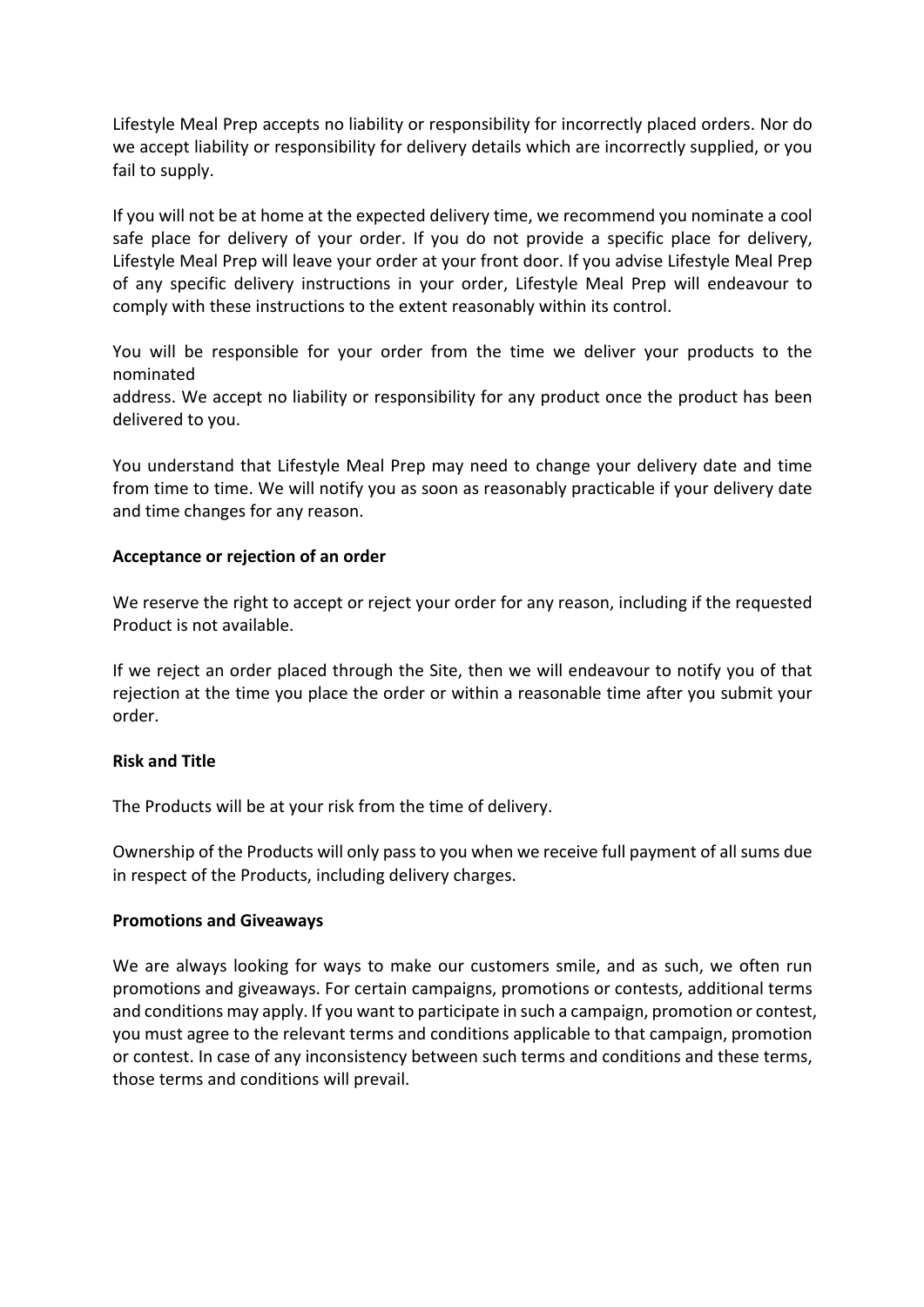Lifestyle Meal Prep accepts no liability or responsibility for incorrectly placed orders. Nor do we accept liability or responsibility for delivery details which are incorrectly supplied, or you fail to supply.

If you will not be at home at the expected delivery time, we recommend you nominate a cool safe place for delivery of your order. If you do not provide a specific place for delivery, Lifestyle Meal Prep will leave your order at your front door. If you advise Lifestyle Meal Prep of any specific delivery instructions in your order, Lifestyle Meal Prep will endeavour to comply with these instructions to the extent reasonably within its control.

You will be responsible for your order from the time we deliver your products to the nominated address. We accept no liability or responsibility for any product once the product has been delivered to you.

You understand that Lifestyle Meal Prep may need to change your delivery date and time from time to time. We will notify you as soon as reasonably practicable if your delivery date and time changes for any reason.

**Acceptance or rejection of an order**

We reserve the right to accept or reject your order for any reason, including if the requested Product is not available.

If we reject an order placed through the Site, then we will endeavour to notify you of that rejection at the time you place the order or within a reasonable time after you submit your order.

**Risk and Title**

The Products will be at your risk from the time of delivery.

Ownership of the Products will only pass to you when we receive full payment of all sums due in respect of the Products, including delivery charges.

**Promotions and Giveaways**

We are always looking for ways to make our customers smile, and as such, we often run promotions and giveaways. For certain campaigns, promotions or contests, additional terms and conditions may apply. If you want to participate in such a campaign, promotion or contest, you must agree to the relevant terms and conditions applicable to that campaign, promotion or contest. In case of any inconsistency between such terms and conditions and these terms, those terms and conditions will prevail.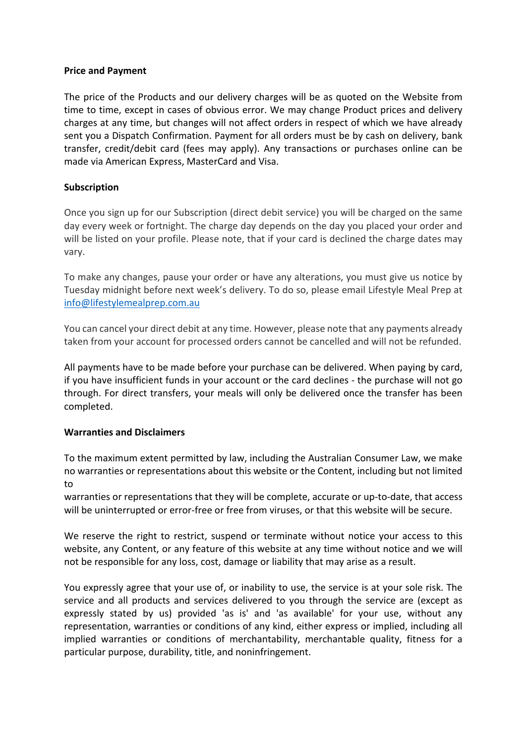**Price and Payment**

The price of the Products and our delivery charges will be as quoted on the Website from time to time, except in cases of obvious error. We may change Product prices and delivery charges at any time, but changes will not affect orders in respect of which we have already sent you a Dispatch Confirmation. Payment for all orders must be by cash on delivery, bank transfer, credit/debit card (fees may apply). Any transactions or purchases online can be made via American Express, MasterCard and Visa.

**Subscription**

Once you sign up for our Subscription (direct debit service) you will be charged on the same day every week or fortnight. The charge day depends on the day you placed your order and will be listed on your profile. Please note, that if your card is declined the charge dates may vary.

To make any changes, pause your order or have any alterations, you must give us notice by Tuesday midnight before next week's delivery. To do so, please email Lifestyle Meal Prep at info@lifestylemealprep.com.au

You can cancel your direct debit at any time. However, please note that any payments already taken from your account for processed orders cannot be cancelled and will not be refunded.

All payments have to be made before your purchase can be delivered. When paying by card, if you have insufficient funds in your account or the card declines - the purchase will not go through. For direct transfers, your meals will only be delivered once the transfer has been completed.

**Warranties and Disclaimers**

To the maximum extent permitted by law, including the Australian Consumer Law, we make no warranties or representations about this website or the Content, including but not limited to
warranties or representations that they will be complete, accurate or up-to-date, that access will be uninterrupted or error-free or free from viruses, or that this website will be secure.

We reserve the right to restrict, suspend or terminate without notice your access to this website, any Content, or any feature of this website at any time without notice and we will not be responsible for any loss, cost, damage or liability that may arise as a result.

You expressly agree that your use of, or inability to use, the service is at your sole risk. The service and all products and services delivered to you through the service are (except as expressly stated by us) provided 'as is' and 'as available' for your use, without any representation, warranties or conditions of any kind, either express or implied, including all implied warranties or conditions of merchantability, merchantable quality, fitness for a particular purpose, durability, title, and noninfringement.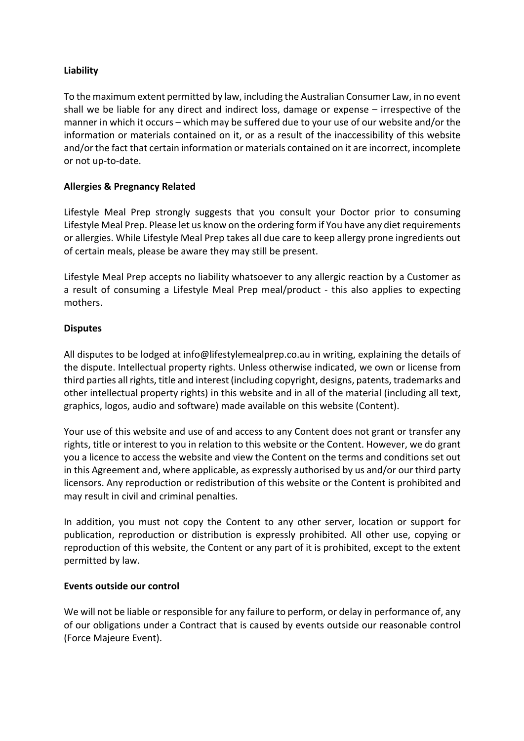**Liability**

To the maximum extent permitted by law, including the Australian Consumer Law, in no event shall we be liable for any direct and indirect loss, damage or expense – irrespective of the manner in which it occurs – which may be suffered due to your use of our website and/or the information or materials contained on it, or as a result of the inaccessibility of this website and/or the fact that certain information or materials contained on it are incorrect, incomplete or not up-to-date.

**Allergies & Pregnancy Related**

Lifestyle Meal Prep strongly suggests that you consult your Doctor prior to consuming Lifestyle Meal Prep. Please let us know on the ordering form if You have any diet requirements or allergies. While Lifestyle Meal Prep takes all due care to keep allergy prone ingredients out of certain meals, please be aware they may still be present.

Lifestyle Meal Prep accepts no liability whatsoever to any allergic reaction by a Customer as a result of consuming a Lifestyle Meal Prep meal/product - this also applies to expecting mothers.

**Disputes**

All disputes to be lodged at info@lifestylemealprep.co.au in writing, explaining the details of the dispute. Intellectual property rights. Unless otherwise indicated, we own or license from third parties all rights, title and interest (including copyright, designs, patents, trademarks and other intellectual property rights) in this website and in all of the material (including all text, graphics, logos, audio and software) made available on this website (Content).

Your use of this website and use of and access to any Content does not grant or transfer any rights, title or interest to you in relation to this website or the Content. However, we do grant you a licence to access the website and view the Content on the terms and conditions set out in this Agreement and, where applicable, as expressly authorised by us and/or our third party licensors. Any reproduction or redistribution of this website or the Content is prohibited and may result in civil and criminal penalties.

In addition, you must not copy the Content to any other server, location or support for publication, reproduction or distribution is expressly prohibited. All other use, copying or reproduction of this website, the Content or any part of it is prohibited, except to the extent permitted by law.

**Events outside our control**

We will not be liable or responsible for any failure to perform, or delay in performance of, any of our obligations under a Contract that is caused by events outside our reasonable control (Force Majeure Event).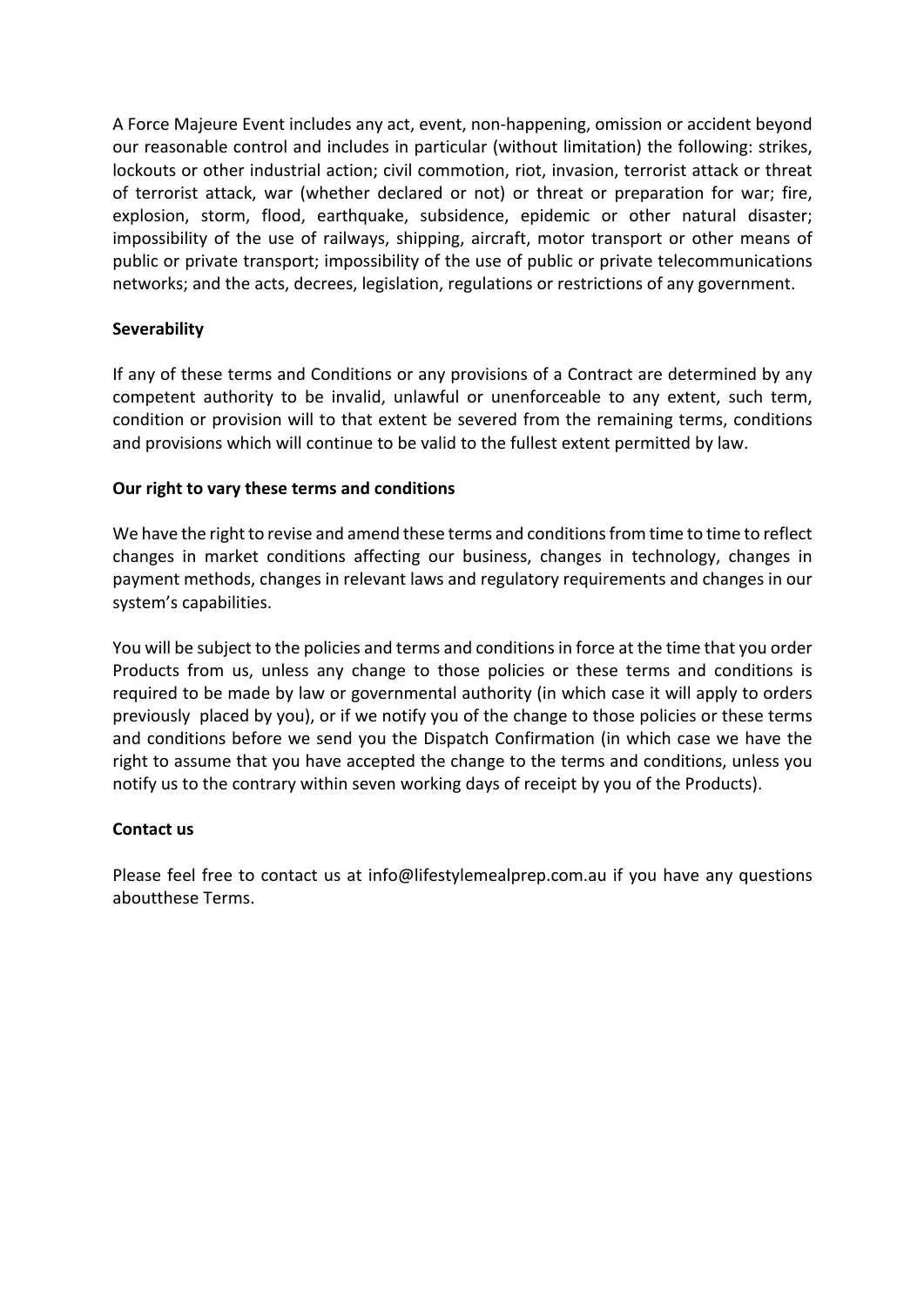A Force Majeure Event includes any act, event, non-happening, omission or accident beyond our reasonable control and includes in particular (without limitation) the following: strikes, lockouts or other industrial action; civil commotion, riot, invasion, terrorist attack or threat of terrorist attack, war (whether declared or not) or threat or preparation for war; fire, explosion, storm, flood, earthquake, subsidence, epidemic or other natural disaster; impossibility of the use of railways, shipping, aircraft, motor transport or other means of public or private transport; impossibility of the use of public or private telecommunications networks; and the acts, decrees, legislation, regulations or restrictions of any government.

**Severability**

If any of these terms and Conditions or any provisions of a Contract are determined by any competent authority to be invalid, unlawful or unenforceable to any extent, such term, condition or provision will to that extent be severed from the remaining terms, conditions and provisions which will continue to be valid to the fullest extent permitted by law.

**Our right to vary these terms and conditions**

We have the right to revise and amend these terms and conditions from time to time to reflect changes in market conditions affecting our business, changes in technology, changes in payment methods, changes in relevant laws and regulatory requirements and changes in our system's capabilities.

You will be subject to the policies and terms and conditions in force at the time that you order Products from us, unless any change to those policies or these terms and conditions is required to be made by law or governmental authority (in which case it will apply to orders previously placed by you), or if we notify you of the change to those policies or these terms and conditions before we send you the Dispatch Confirmation (in which case we have the right to assume that you have accepted the change to the terms and conditions, unless you notify us to the contrary within seven working days of receipt by you of the Products).

**Contact us**

Please feel free to contact us at info@lifestylemealprep.com.au if you have any questions aboutthese Terms.